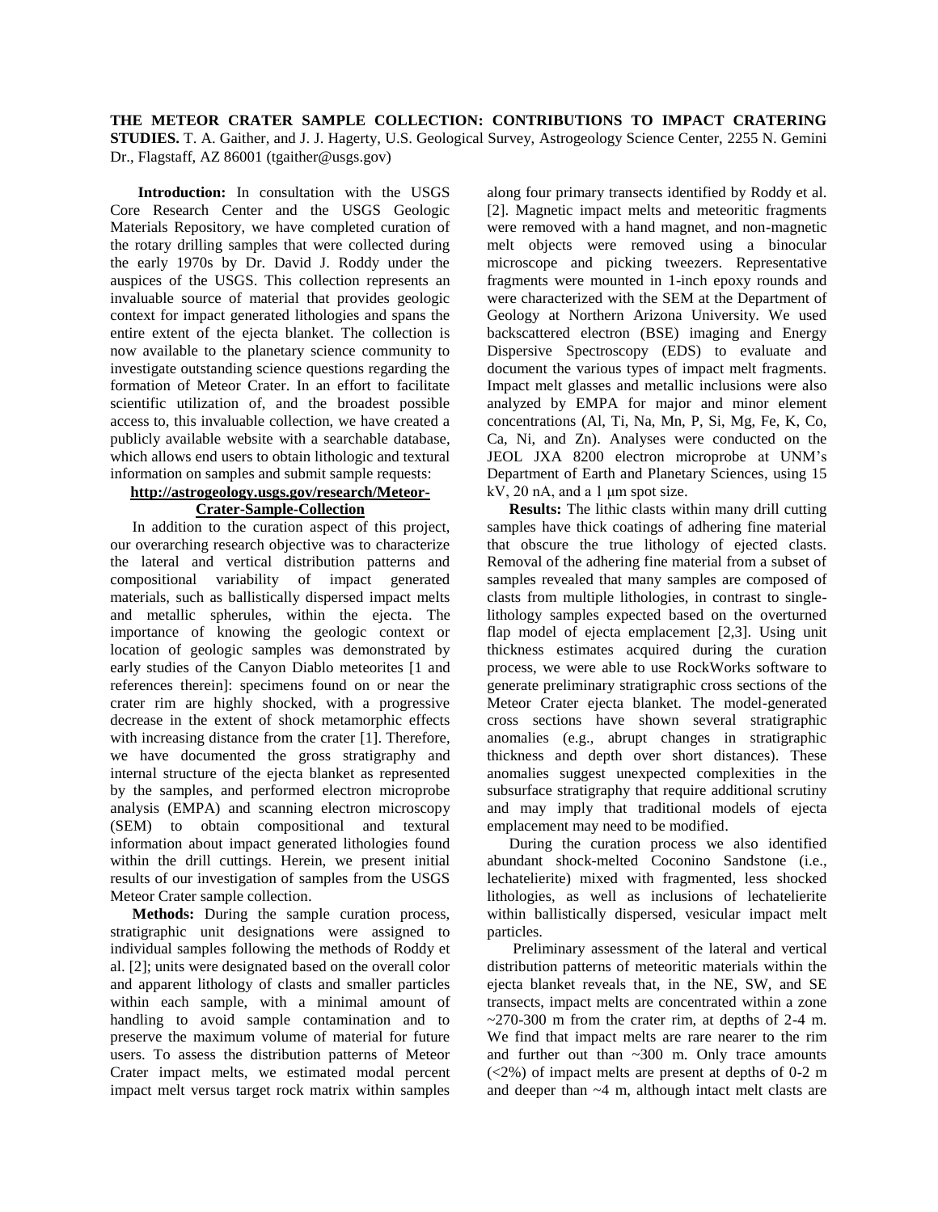**THE METEOR CRATER SAMPLE COLLECTION: CONTRIBUTIONS TO IMPACT CRATERING STUDIES.** T. A. Gaither, and J. J. Hagerty, U.S. Geological Survey, Astrogeology Science Center, 2255 N. Gemini Dr., Flagstaff, AZ 86001 (tgaither@usgs.gov)

**Introduction:** In consultation with the USGS Core Research Center and the USGS Geologic Materials Repository, we have completed curation of the rotary drilling samples that were collected during the early 1970s by Dr. David J. Roddy under the auspices of the USGS. This collection represents an invaluable source of material that provides geologic context for impact generated lithologies and spans the entire extent of the ejecta blanket. The collection is now available to the planetary science community to investigate outstanding science questions regarding the formation of Meteor Crater. In an effort to facilitate scientific utilization of, and the broadest possible access to, this invaluable collection, we have created a publicly available website with a searchable database, which allows end users to obtain lithologic and textural information on samples and submit sample requests:

**http://astrogeology.usgs.gov/research/Meteor-Crater-Sample-Collection**

In addition to the curation aspect of this project, our overarching research objective was to characterize the lateral and vertical distribution patterns and compositional variability of impact generated materials, such as ballistically dispersed impact melts and metallic spherules, within the ejecta. The importance of knowing the geologic context or location of geologic samples was demonstrated by early studies of the Canyon Diablo meteorites [1 and references therein]: specimens found on or near the crater rim are highly shocked, with a progressive decrease in the extent of shock metamorphic effects with increasing distance from the crater [1]. Therefore, we have documented the gross stratigraphy and internal structure of the ejecta blanket as represented by the samples, and performed electron microprobe analysis (EMPA) and scanning electron microscopy (SEM) to obtain compositional and textural information about impact generated lithologies found within the drill cuttings. Herein, we present initial results of our investigation of samples from the USGS Meteor Crater sample collection.

**Methods:** During the sample curation process, stratigraphic unit designations were assigned to individual samples following the methods of Roddy et al. [2]; units were designated based on the overall color and apparent lithology of clasts and smaller particles within each sample, with a minimal amount of handling to avoid sample contamination and to preserve the maximum volume of material for future users. To assess the distribution patterns of Meteor Crater impact melts, we estimated modal percent impact melt versus target rock matrix within samples along four primary transects identified by Roddy et al. [2]. Magnetic impact melts and meteoritic fragments were removed with a hand magnet, and non-magnetic melt objects were removed using a binocular microscope and picking tweezers. Representative fragments were mounted in 1-inch epoxy rounds and were characterized with the SEM at the Department of Geology at Northern Arizona University. We used backscattered electron (BSE) imaging and Energy Dispersive Spectroscopy (EDS) to evaluate and document the various types of impact melt fragments. Impact melt glasses and metallic inclusions were also analyzed by EMPA for major and minor element concentrations (Al, Ti, Na, Mn, P, Si, Mg, Fe, K, Co, Ca, Ni, and Zn). Analyses were conducted on the JEOL JXA 8200 electron microprobe at UNM's Department of Earth and Planetary Sciences, using 15 kV, 20 nA, and a 1 μm spot size.

**Results:** The lithic clasts within many drill cutting samples have thick coatings of adhering fine material that obscure the true lithology of ejected clasts. Removal of the adhering fine material from a subset of samples revealed that many samples are composed of clasts from multiple lithologies, in contrast to single-lithology samples expected based on the overturned flap model of ejecta emplacement [2,3]. Using unit thickness estimates acquired during the curation process, we were able to use RockWorks software to generate preliminary stratigraphic cross sections of the Meteor Crater ejecta blanket. The model-generated cross sections have shown several stratigraphic anomalies (e.g., abrupt changes in stratigraphic thickness and depth over short distances). These anomalies suggest unexpected complexities in the subsurface stratigraphy that require additional scrutiny and may imply that traditional models of ejecta emplacement may need to be modified.

During the curation process we also identified abundant shock-melted Coconino Sandstone (i.e., lechatelierite) mixed with fragmented, less shocked lithologies, as well as inclusions of lechatelierite within ballistically dispersed, vesicular impact melt particles.

Preliminary assessment of the lateral and vertical distribution patterns of meteoritic materials within the ejecta blanket reveals that, in the NE, SW, and SE transects, impact melts are concentrated within a zone ~270-300 m from the crater rim, at depths of 2-4 m. We find that impact melts are rare nearer to the rim and further out than ~300 m. Only trace amounts (<2%) of impact melts are present at depths of 0-2 m and deeper than ~4 m, although intact melt clasts are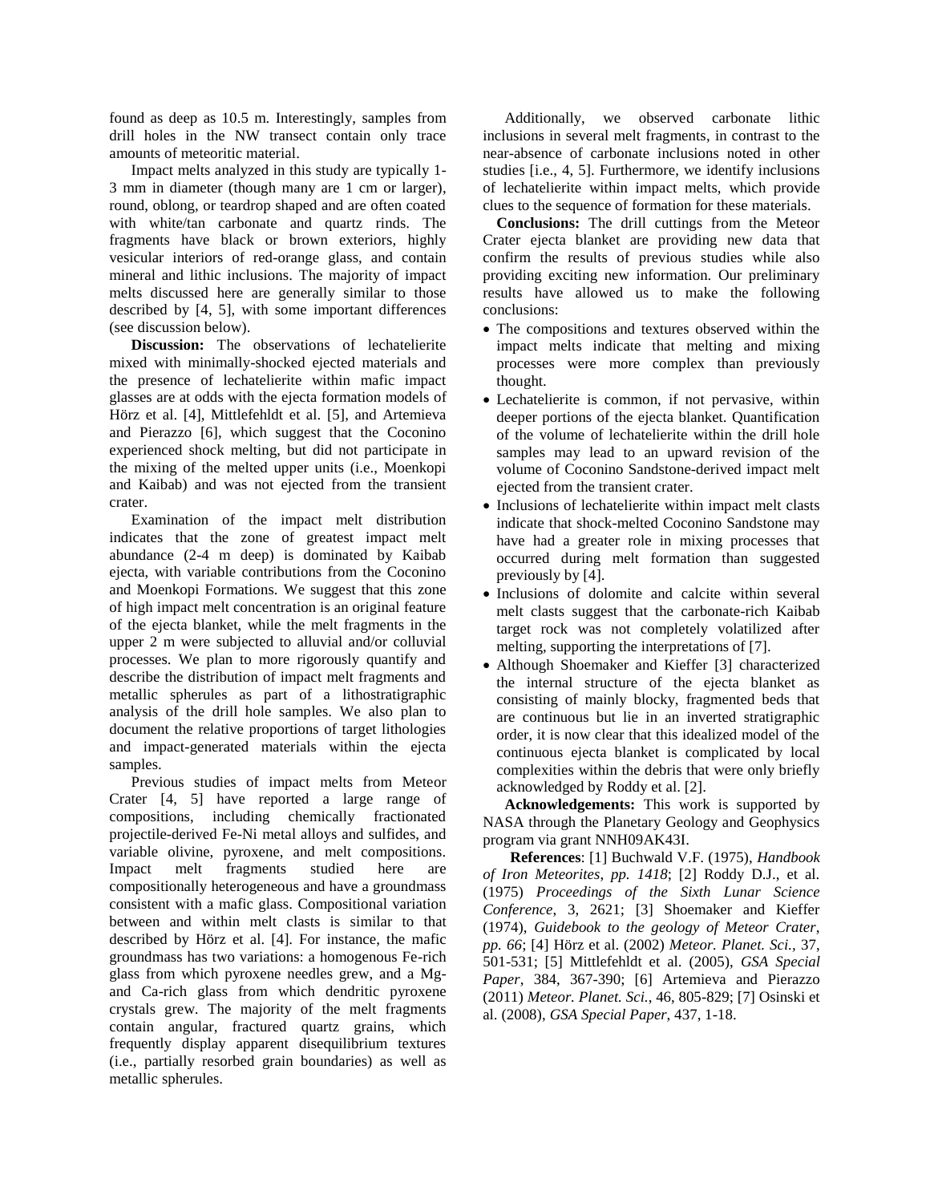found as deep as 10.5 m. Interestingly, samples from drill holes in the NW transect contain only trace amounts of meteoritic material.

Impact melts analyzed in this study are typically 1-3 mm in diameter (though many are 1 cm or larger), round, oblong, or teardrop shaped and are often coated with white/tan carbonate and quartz rinds. The fragments have black or brown exteriors, highly vesicular interiors of red-orange glass, and contain mineral and lithic inclusions. The majority of impact melts discussed here are generally similar to those described by [4, 5], with some important differences (see discussion below).

**Discussion:** The observations of lechatelierite mixed with minimally-shocked ejected materials and the presence of lechatelierite within mafic impact glasses are at odds with the ejecta formation models of Hörz et al. [4], Mittlefehldt et al. [5], and Artemieva and Pierazzo [6], which suggest that the Coconino experienced shock melting, but did not participate in the mixing of the melted upper units (i.e., Moenkopi and Kaibab) and was not ejected from the transient crater.

Examination of the impact melt distribution indicates that the zone of greatest impact melt abundance (2-4 m deep) is dominated by Kaibab ejecta, with variable contributions from the Coconino and Moenkopi Formations. We suggest that this zone of high impact melt concentration is an original feature of the ejecta blanket, while the melt fragments in the upper 2 m were subjected to alluvial and/or colluvial processes. We plan to more rigorously quantify and describe the distribution of impact melt fragments and metallic spherules as part of a lithostratigraphic analysis of the drill hole samples. We also plan to document the relative proportions of target lithologies and impact-generated materials within the ejecta samples.

Previous studies of impact melts from Meteor Crater [4, 5] have reported a large range of compositions, including chemically fractionated projectile-derived Fe-Ni metal alloys and sulfides, and variable olivine, pyroxene, and melt compositions. Impact melt fragments studied here are compositionally heterogeneous and have a groundmass consistent with a mafic glass. Compositional variation between and within melt clasts is similar to that described by Hörz et al. [4]. For instance, the mafic groundmass has two variations: a homogenous Fe-rich glass from which pyroxene needles grew, and a Mg- and Ca-rich glass from which dendritic pyroxene crystals grew. The majority of the melt fragments contain angular, fractured quartz grains, which frequently display apparent disequilibrium textures (i.e., partially resorbed grain boundaries) as well as metallic spherules.

Additionally, we observed carbonate lithic inclusions in several melt fragments, in contrast to the near-absence of carbonate inclusions noted in other studies [i.e., 4, 5]. Furthermore, we identify inclusions of lechatelierite within impact melts, which provide clues to the sequence of formation for these materials.

**Conclusions:** The drill cuttings from the Meteor Crater ejecta blanket are providing new data that confirm the results of previous studies while also providing exciting new information. Our preliminary results have allowed us to make the following conclusions:

- The compositions and textures observed within the impact melts indicate that melting and mixing processes were more complex than previously thought.
- Lechatelierite is common, if not pervasive, within deeper portions of the ejecta blanket. Quantification of the volume of lechatelierite within the drill hole samples may lead to an upward revision of the volume of Coconino Sandstone-derived impact melt ejected from the transient crater.
- Inclusions of lechatelierite within impact melt clasts indicate that shock-melted Coconino Sandstone may have had a greater role in mixing processes that occurred during melt formation than suggested previously by [4].
- Inclusions of dolomite and calcite within several melt clasts suggest that the carbonate-rich Kaibab target rock was not completely volatilized after melting, supporting the interpretations of [7].
- Although Shoemaker and Kieffer [3] characterized the internal structure of the ejecta blanket as consisting of mainly blocky, fragmented beds that are continuous but lie in an inverted stratigraphic order, it is now clear that this idealized model of the continuous ejecta blanket is complicated by local complexities within the debris that were only briefly acknowledged by Roddy et al. [2].

**Acknowledgements:** This work is supported by NASA through the Planetary Geology and Geophysics program via grant NNH09AK43I.

**References**: [1] Buchwald V.F. (1975), *Handbook of Iron Meteorites*, *pp. 1418*; [2] Roddy D.J., et al. (1975) *Proceedings of the Sixth Lunar Science Conference*, 3, 2621; [3] Shoemaker and Kieffer (1974), *Guidebook to the geology of Meteor Crater*, *pp. 66*; [4] Hörz et al. (2002) *Meteor. Planet. Sci.*, 37, 501-531; [5] Mittlefehldt et al. (2005), *GSA Special Paper*, 384, 367-390; [6] Artemieva and Pierazzo (2011) *Meteor. Planet. Sci.*, 46, 805-829; [7] Osinski et al. (2008), *GSA Special Paper*, 437, 1-18.